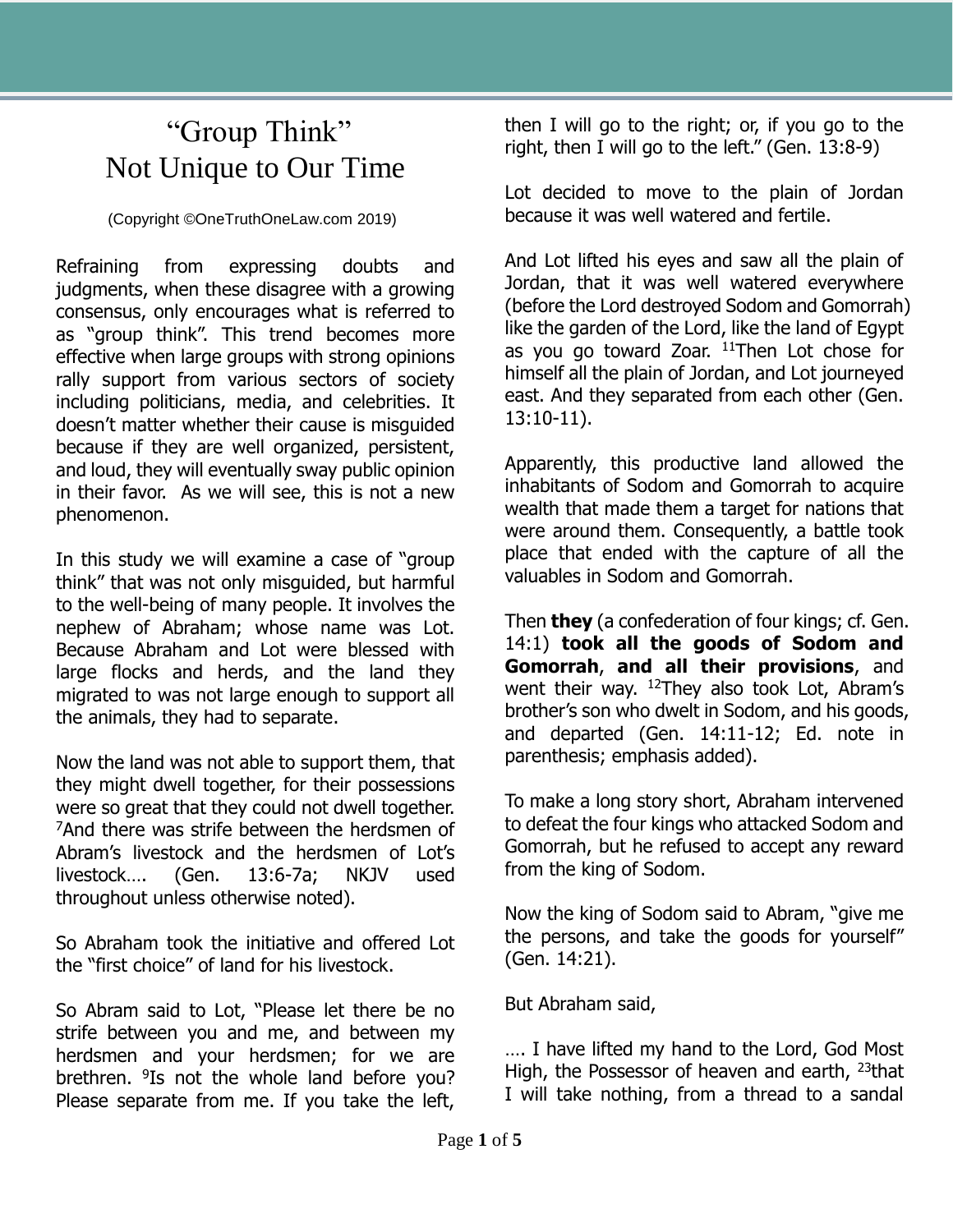# "Group Think" Not Unique to Our Time

(Copyright ©OneTruthOneLaw.com 2019)

Refraining from expressing doubts and judgments, when these disagree with a growing consensus, only encourages what is referred to as "group think". This trend becomes more effective when large groups with strong opinions rally support from various sectors of society including politicians, media, and celebrities. It doesn't matter whether their cause is misguided because if they are well organized, persistent, and loud, they will eventually sway public opinion in their favor. As we will see, this is not a new phenomenon.

In this study we will examine a case of "group think" that was not only misguided, but harmful to the well-being of many people. It involves the nephew of Abraham; whose name was Lot. Because Abraham and Lot were blessed with large flocks and herds, and the land they migrated to was not large enough to support all the animals, they had to separate.

Now the land was not able to support them, that they might dwell together, for their possessions were so great that they could not dwell together. [7]And there was strife between the herdsmen of Abram's livestock and the herdsmen of Lot's livestock…. (Gen. 13:6-7a; NKJV used throughout unless otherwise noted).

So Abraham took the initiative and offered Lot the "first choice" of land for his livestock.

So Abram said to Lot, "Please let there be no strife between you and me, and between my herdsmen and your herdsmen; for we are brethren. [9]Is not the whole land before you? Please separate from me. If you take the left, then I will go to the right; or, if you go to the right, then I will go to the left." (Gen. 13:8-9)

Lot decided to move to the plain of Jordan because it was well watered and fertile.

And Lot lifted his eyes and saw all the plain of Jordan, that it was well watered everywhere (before the Lord destroyed Sodom and Gomorrah) like the garden of the Lord, like the land of Egypt as you go toward Zoar. [11]Then Lot chose for himself all the plain of Jordan, and Lot journeyed east. And they separated from each other (Gen. 13:10-11).

Apparently, this productive land allowed the inhabitants of Sodom and Gomorrah to acquire wealth that made them a target for nations that were around them. Consequently, a battle took place that ended with the capture of all the valuables in Sodom and Gomorrah.

Then **they** (a confederation of four kings; cf. Gen. 14:1) **took all the goods of Sodom and Gomorrah**, **and all their provisions**, and went their way. [12]They also took Lot, Abram's brother's son who dwelt in Sodom, and his goods, and departed (Gen. 14:11-12; Ed. note in parenthesis; emphasis added).

To make a long story short, Abraham intervened to defeat the four kings who attacked Sodom and Gomorrah, but he refused to accept any reward from the king of Sodom.

Now the king of Sodom said to Abram, "give me the persons, and take the goods for yourself" (Gen. 14:21).

But Abraham said,

…. I have lifted my hand to the Lord, God Most High, the Possessor of heaven and earth, [23]that I will take nothing, from a thread to a sandal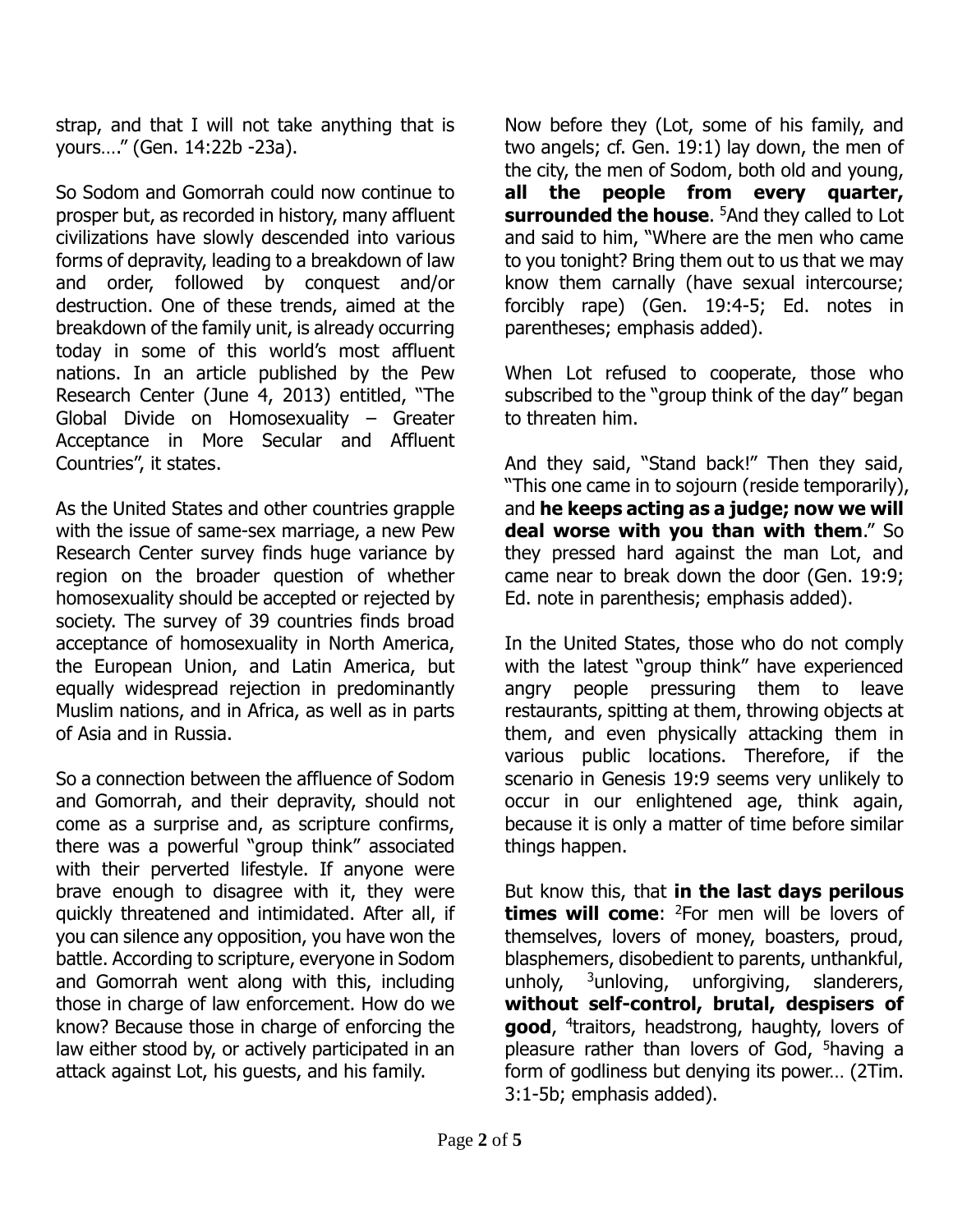strap, and that I will not take anything that is yours…." (Gen. 14:22b -23a).

So Sodom and Gomorrah could now continue to prosper but, as recorded in history, many affluent civilizations have slowly descended into various forms of depravity, leading to a breakdown of law and order, followed by conquest and/or destruction. One of these trends, aimed at the breakdown of the family unit, is already occurring today in some of this world's most affluent nations. In an article published by the Pew Research Center (June 4, 2013) entitled, "The Global Divide on Homosexuality – Greater Acceptance in More Secular and Affluent Countries", it states.

As the United States and other countries grapple with the issue of same-sex marriage, a new Pew Research Center survey finds huge variance by region on the broader question of whether homosexuality should be accepted or rejected by society. The survey of 39 countries finds broad acceptance of homosexuality in North America, the European Union, and Latin America, but equally widespread rejection in predominantly Muslim nations, and in Africa, as well as in parts of Asia and in Russia.

So a connection between the affluence of Sodom and Gomorrah, and their depravity, should not come as a surprise and, as scripture confirms, there was a powerful "group think" associated with their perverted lifestyle. If anyone were brave enough to disagree with it, they were quickly threatened and intimidated. After all, if you can silence any opposition, you have won the battle. According to scripture, everyone in Sodom and Gomorrah went along with this, including those in charge of law enforcement. How do we know? Because those in charge of enforcing the law either stood by, or actively participated in an attack against Lot, his guests, and his family.

Now before they (Lot, some of his family, and two angels; cf. Gen. 19:1) lay down, the men of the city, the men of Sodom, both old and young, **all the people from every quarter, surrounded the house**. [5]And they called to Lot and said to him, "Where are the men who came to you tonight? Bring them out to us that we may know them carnally (have sexual intercourse; forcibly rape) (Gen. 19:4-5; Ed. notes in parentheses; emphasis added).

When Lot refused to cooperate, those who subscribed to the "group think of the day" began to threaten him.

And they said, "Stand back!" Then they said, "This one came in to sojourn (reside temporarily), and **he keeps acting as a judge; now we will deal worse with you than with them**." So they pressed hard against the man Lot, and came near to break down the door (Gen. 19:9; Ed. note in parenthesis; emphasis added).

In the United States, those who do not comply with the latest "group think" have experienced angry people pressuring them to leave restaurants, spitting at them, throwing objects at them, and even physically attacking them in various public locations. Therefore, if the scenario in Genesis 19:9 seems very unlikely to occur in our enlightened age, think again, because it is only a matter of time before similar things happen.

But know this, that **in the last days perilous times will come**: [2]For men will be lovers of themselves, lovers of money, boasters, proud, blasphemers, disobedient to parents, unthankful, unholy, [3]unloving, unforgiving, slanderers, **without self-control, brutal, despisers of good**, [4]traitors, headstrong, haughty, lovers of pleasure rather than lovers of God, [5]having a form of godliness but denying its power… (2Tim. 3:1-5b; emphasis added).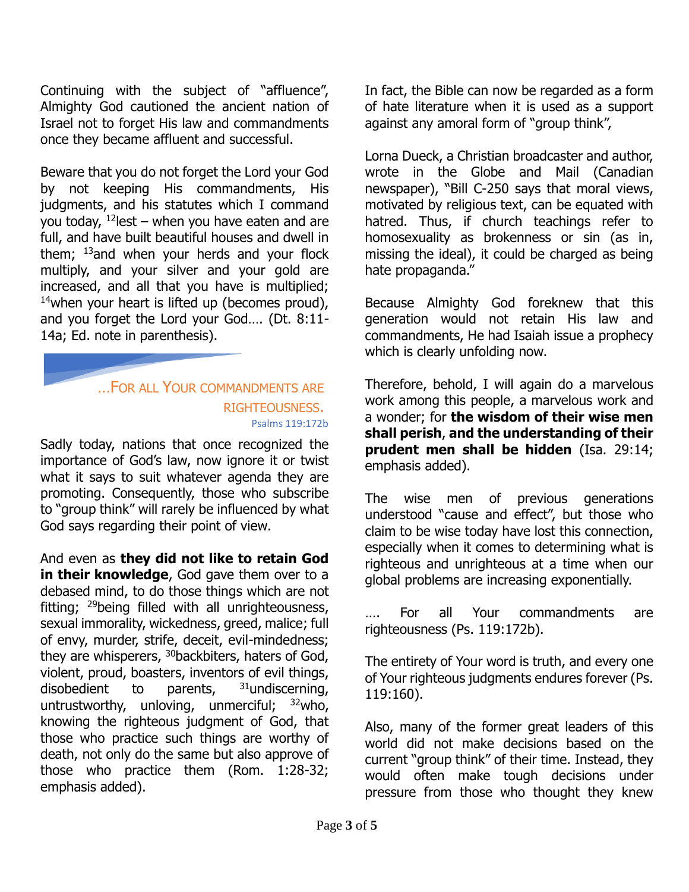Continuing with the subject of "affluence", Almighty God cautioned the ancient nation of Israel not to forget His law and commandments once they became affluent and successful.

Beware that you do not forget the Lord your God by not keeping His commandments, His judgments, and his statutes which I command you today, [12]lest – when you have eaten and are full, and have built beautiful houses and dwell in them; [13]and when your herds and your flock multiply, and your silver and your gold are increased, and all that you have is multiplied; [14]when your heart is lifted up (becomes proud), and you forget the Lord your God…. (Dt. 8:11-14a; Ed. note in parenthesis).

### …For all Your commandments are righteousness.

Psalms 119:172b

Sadly today, nations that once recognized the importance of God's law, now ignore it or twist what it says to suit whatever agenda they are promoting. Consequently, those who subscribe to "group think" will rarely be influenced by what God says regarding their point of view.

And even as **they did not like to retain God in their knowledge**, God gave them over to a debased mind, to do those things which are not fitting; [29]being filled with all unrighteousness, sexual immorality, wickedness, greed, malice; full of envy, murder, strife, deceit, evil-mindedness; they are whisperers, [30]backbiters, haters of God, violent, proud, boasters, inventors of evil things, disobedient to parents, [31]undiscerning, untrustworthy, unloving, unmerciful; [32]who, knowing the righteous judgment of God, that those who practice such things are worthy of death, not only do the same but also approve of those who practice them (Rom. 1:28-32; emphasis added).

In fact, the Bible can now be regarded as a form of hate literature when it is used as a support against any amoral form of "group think",

Lorna Dueck, a Christian broadcaster and author, wrote in the Globe and Mail (Canadian newspaper), "Bill C-250 says that moral views, motivated by religious text, can be equated with hatred. Thus, if church teachings refer to homosexuality as brokenness or sin (as in, missing the ideal), it could be charged as being hate propaganda."

Because Almighty God foreknew that this generation would not retain His law and commandments, He had Isaiah issue a prophecy which is clearly unfolding now.

Therefore, behold, I will again do a marvelous work among this people, a marvelous work and a wonder; for **the wisdom of their wise men shall perish**, **and the understanding of their prudent men shall be hidden** (Isa. 29:14; emphasis added).

The wise men of previous generations understood "cause and effect", but those who claim to be wise today have lost this connection, especially when it comes to determining what is righteous and unrighteous at a time when our global problems are increasing exponentially.

…. For all Your commandments are righteousness (Ps. 119:172b).

The entirety of Your word is truth, and every one of Your righteous judgments endures forever (Ps. 119:160).

Also, many of the former great leaders of this world did not make decisions based on the current "group think" of their time. Instead, they would often make tough decisions under pressure from those who thought they knew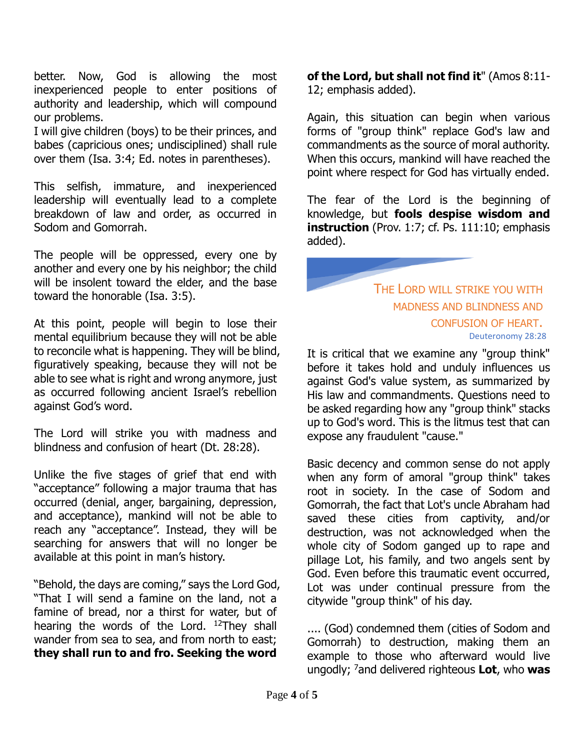better. Now, God is allowing the most inexperienced people to enter positions of authority and leadership, which will compound our problems.

I will give children (boys) to be their princes, and babes (capricious ones; undisciplined) shall rule over them (Isa. 3:4; Ed. notes in parentheses).

This selfish, immature, and inexperienced leadership will eventually lead to a complete breakdown of law and order, as occurred in Sodom and Gomorrah.

The people will be oppressed, every one by another and every one by his neighbor; the child will be insolent toward the elder, and the base toward the honorable (Isa. 3:5).

At this point, people will begin to lose their mental equilibrium because they will not be able to reconcile what is happening. They will be blind, figuratively speaking, because they will not be able to see what is right and wrong anymore, just as occurred following ancient Israel's rebellion against God's word.

The Lord will strike you with madness and blindness and confusion of heart (Dt. 28:28).

Unlike the five stages of grief that end with "acceptance" following a major trauma that has occurred (denial, anger, bargaining, depression, and acceptance), mankind will not be able to reach any "acceptance". Instead, they will be searching for answers that will no longer be available at this point in man's history.

"Behold, the days are coming," says the Lord God, "That I will send a famine on the land, not a famine of bread, nor a thirst for water, but of hearing the words of the Lord. [12]They shall wander from sea to sea, and from north to east; **they shall run to and fro. Seeking the word of the Lord, but shall not find it**" (Amos 8:11-12; emphasis added).

Again, this situation can begin when various forms of "group think" replace God's law and commandments as the source of moral authority. When this occurs, mankind will have reached the point where respect for God has virtually ended.

The fear of the Lord is the beginning of knowledge, but **fools despise wisdom and instruction** (Prov. 1:7; cf. Ps. 111:10; emphasis added).

> THE LORD WILL STRIKE YOU WITH MADNESS AND BLINDNESS AND CONFUSION OF HEART.
> Deuteronomy 28:28

It is critical that we examine any "group think" before it takes hold and unduly influences us against God's value system, as summarized by His law and commandments. Questions need to be asked regarding how any "group think" stacks up to God's word. This is the litmus test that can expose any fraudulent "cause."

Basic decency and common sense do not apply when any form of amoral "group think" takes root in society. In the case of Sodom and Gomorrah, the fact that Lot's uncle Abraham had saved these cities from captivity, and/or destruction, was not acknowledged when the whole city of Sodom ganged up to rape and pillage Lot, his family, and two angels sent by God. Even before this traumatic event occurred, Lot was under continual pressure from the citywide "group think" of his day.

.... (God) condemned them (cities of Sodom and Gomorrah) to destruction, making them an example to those who afterward would live ungodly; [7]and delivered righteous **Lot**, who **was**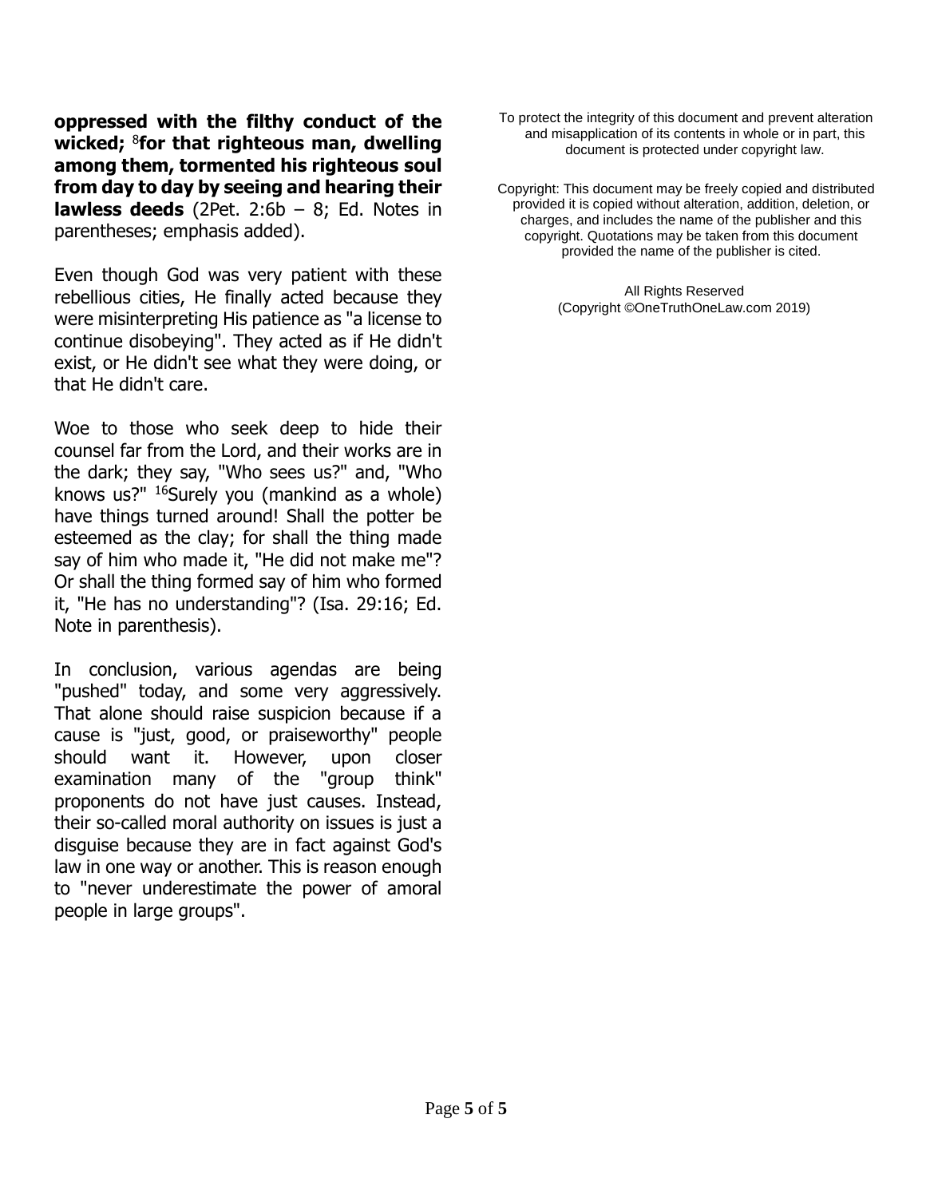**oppressed with the filthy conduct of the wicked;** [8]**for that righteous man, dwelling among them, tormented his righteous soul from day to day by seeing and hearing their lawless deeds** (2Pet. 2:6b – 8; Ed. Notes in parentheses; emphasis added).

Even though God was very patient with these rebellious cities, He finally acted because they were misinterpreting His patience as "a license to continue disobeying". They acted as if He didn't exist, or He didn't see what they were doing, or that He didn't care.

Woe to those who seek deep to hide their counsel far from the Lord, and their works are in the dark; they say, "Who sees us?" and, "Who knows us?" [16]Surely you (mankind as a whole) have things turned around! Shall the potter be esteemed as the clay; for shall the thing made say of him who made it, "He did not make me"? Or shall the thing formed say of him who formed it, "He has no understanding"? (Isa. 29:16; Ed. Note in parenthesis).

In conclusion, various agendas are being "pushed" today, and some very aggressively. That alone should raise suspicion because if a cause is "just, good, or praiseworthy" people should want it. However, upon closer examination many of the "group think" proponents do not have just causes. Instead, their so-called moral authority on issues is just a disguise because they are in fact against God's law in one way or another. This is reason enough to "never underestimate the power of amoral people in large groups".

To protect the integrity of this document and prevent alteration and misapplication of its contents in whole or in part, this document is protected under copyright law.

Copyright: This document may be freely copied and distributed provided it is copied without alteration, addition, deletion, or charges, and includes the name of the publisher and this copyright. Quotations may be taken from this document provided the name of the publisher is cited.

All Rights Reserved
(Copyright ©OneTruthOneLaw.com 2019)